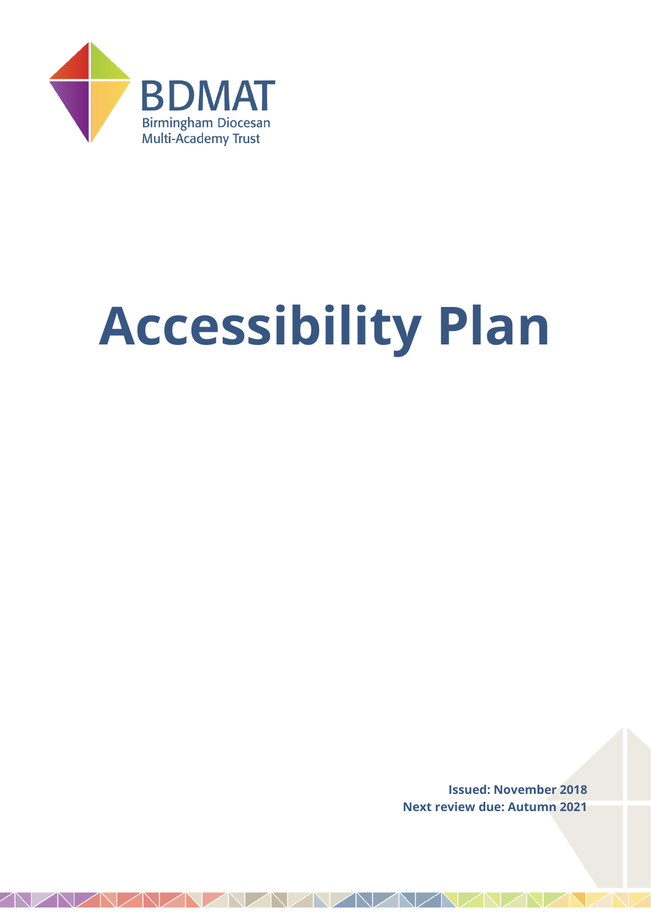BDMAT

Birmingham Diocesan Multi-Academy Trust

# Accessibility Plan

**Issued: November 2018**
**Next review due: Autumn 2021**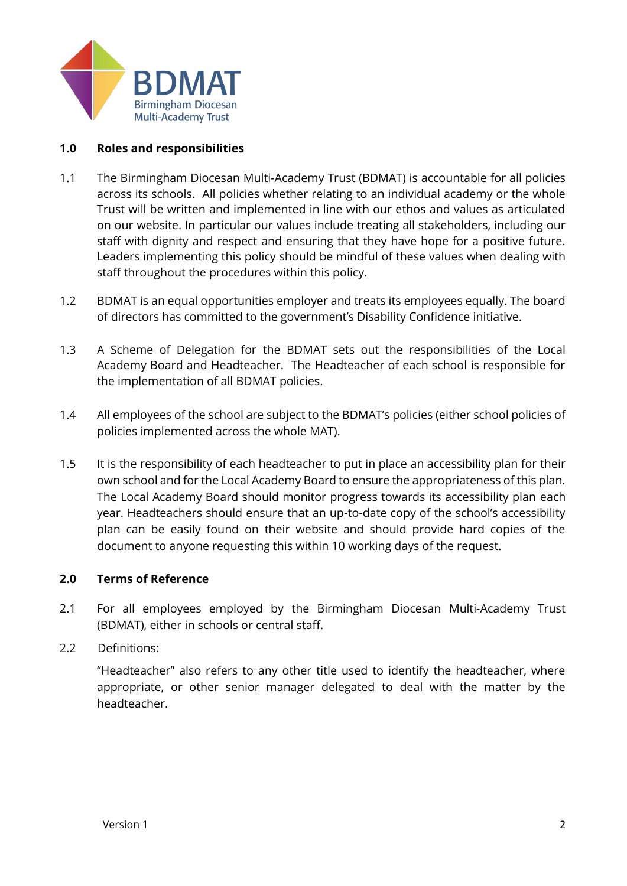## 1.0 Roles and responsibilities

1.1 The Birmingham Diocesan Multi-Academy Trust (BDMAT) is accountable for all policies across its schools. All policies whether relating to an individual academy or the whole Trust will be written and implemented in line with our ethos and values as articulated on our website. In particular our values include treating all stakeholders, including our staff with dignity and respect and ensuring that they have hope for a positive future. Leaders implementing this policy should be mindful of these values when dealing with staff throughout the procedures within this policy.

1.2 BDMAT is an equal opportunities employer and treats its employees equally. The board of directors has committed to the government's Disability Confidence initiative.

1.3 A Scheme of Delegation for the BDMAT sets out the responsibilities of the Local Academy Board and Headteacher. The Headteacher of each school is responsible for the implementation of all BDMAT policies.

1.4 All employees of the school are subject to the BDMAT's policies (either school policies of policies implemented across the whole MAT).

1.5 It is the responsibility of each headteacher to put in place an accessibility plan for their own school and for the Local Academy Board to ensure the appropriateness of this plan. The Local Academy Board should monitor progress towards its accessibility plan each year. Headteachers should ensure that an up-to-date copy of the school's accessibility plan can be easily found on their website and should provide hard copies of the document to anyone requesting this within 10 working days of the request.

## 2.0 Terms of Reference

2.1 For all employees employed by the Birmingham Diocesan Multi-Academy Trust (BDMAT), either in schools or central staff.

2.2 Definitions:

"Headteacher" also refers to any other title used to identify the headteacher, where appropriate, or other senior manager delegated to deal with the matter by the headteacher.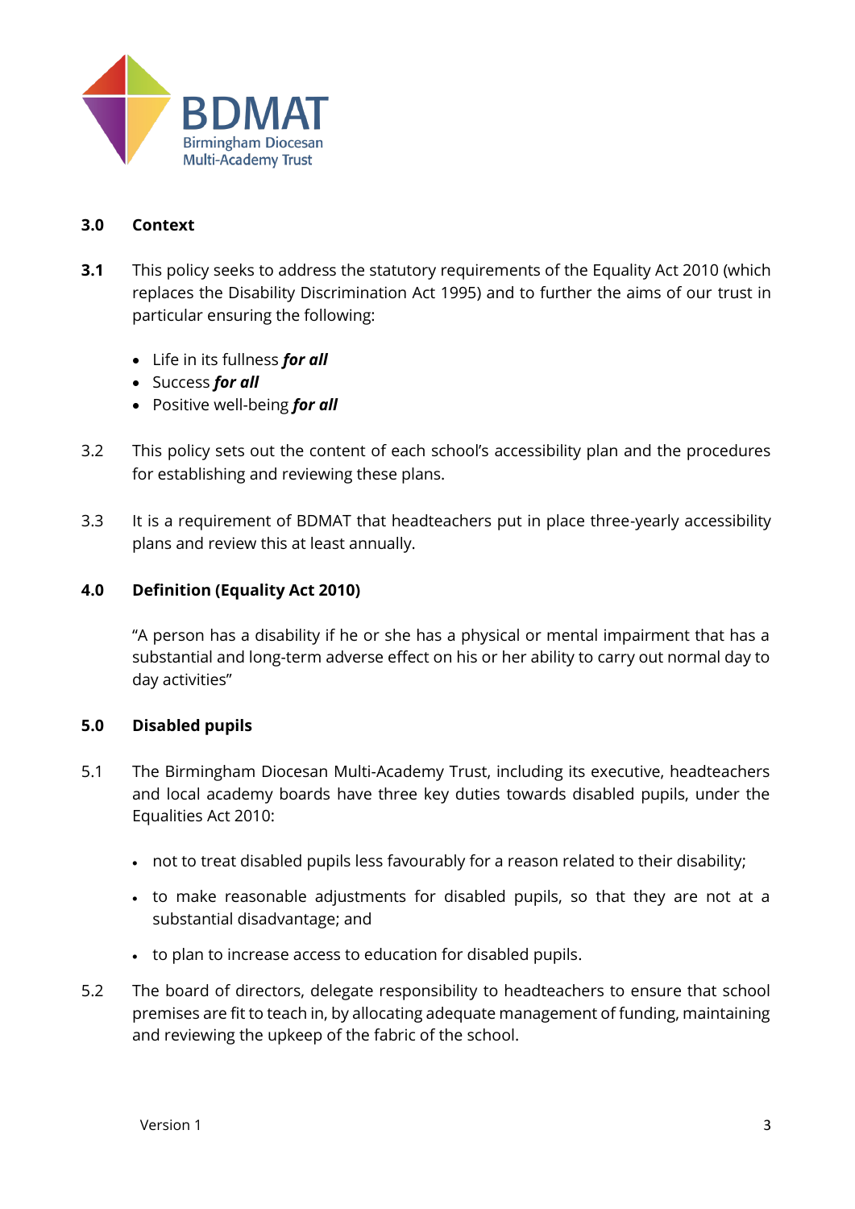## 3.0 Context

**3.1** This policy seeks to address the statutory requirements of the Equality Act 2010 (which replaces the Disability Discrimination Act 1995) and to further the aims of our trust in particular ensuring the following:

- Life in its fullness ***for all***
- Success ***for all***
- Positive well-being ***for all***

3.2 This policy sets out the content of each school's accessibility plan and the procedures for establishing and reviewing these plans.

3.3 It is a requirement of BDMAT that headteachers put in place three-yearly accessibility plans and review this at least annually.

## 4.0 Definition (Equality Act 2010)

"A person has a disability if he or she has a physical or mental impairment that has a substantial and long-term adverse effect on his or her ability to carry out normal day to day activities"

## 5.0 Disabled pupils

5.1 The Birmingham Diocesan Multi-Academy Trust, including its executive, headteachers and local academy boards have three key duties towards disabled pupils, under the Equalities Act 2010:

- not to treat disabled pupils less favourably for a reason related to their disability;
- to make reasonable adjustments for disabled pupils, so that they are not at a substantial disadvantage; and
- to plan to increase access to education for disabled pupils.

5.2 The board of directors, delegate responsibility to headteachers to ensure that school premises are fit to teach in, by allocating adequate management of funding, maintaining and reviewing the upkeep of the fabric of the school.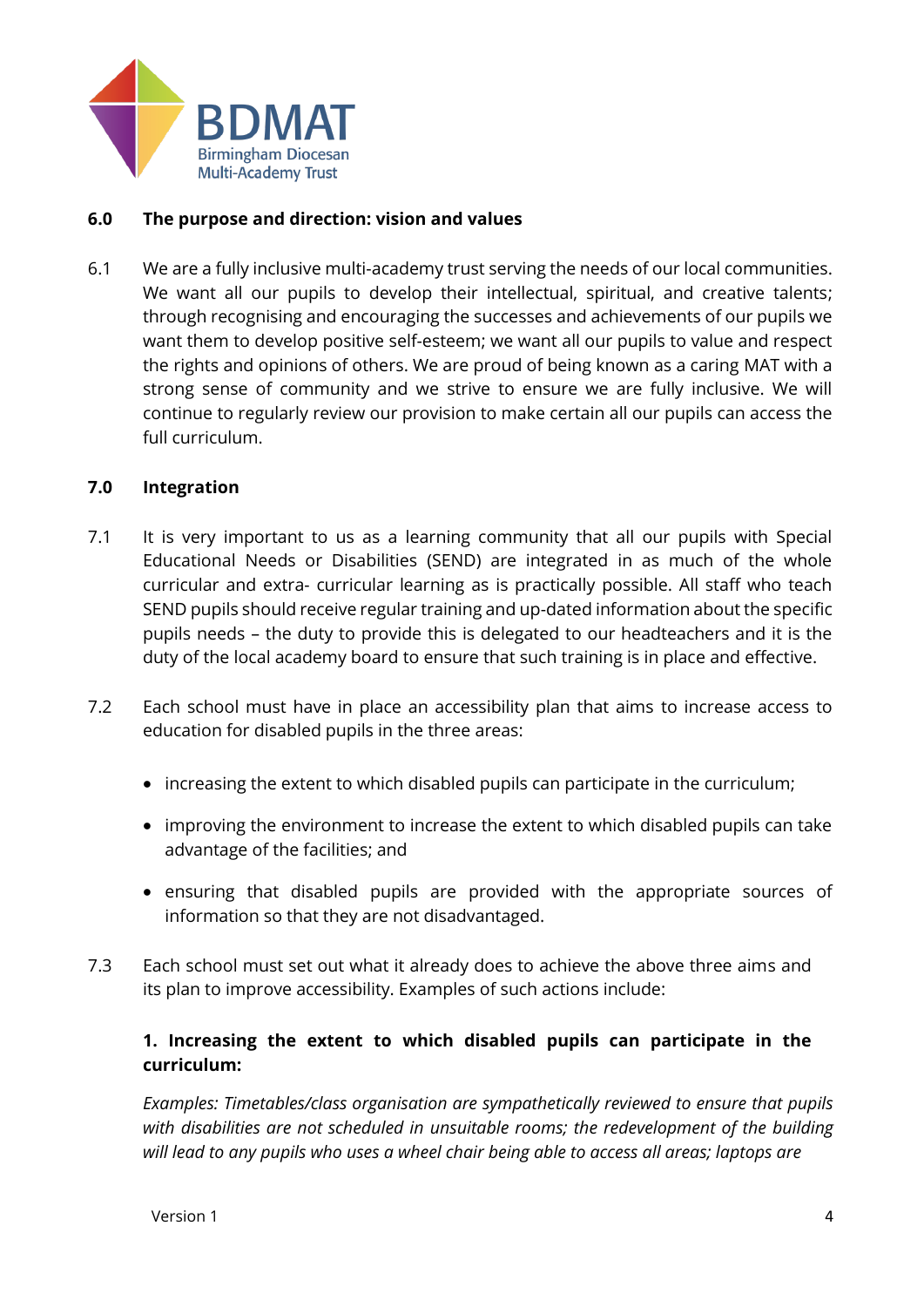## 6.0 The purpose and direction: vision and values

6.1 We are a fully inclusive multi-academy trust serving the needs of our local communities. We want all our pupils to develop their intellectual, spiritual, and creative talents; through recognising and encouraging the successes and achievements of our pupils we want them to develop positive self-esteem; we want all our pupils to value and respect the rights and opinions of others. We are proud of being known as a caring MAT with a strong sense of community and we strive to ensure we are fully inclusive. We will continue to regularly review our provision to make certain all our pupils can access the full curriculum.

## 7.0 Integration

7.1 It is very important to us as a learning community that all our pupils with Special Educational Needs or Disabilities (SEND) are integrated in as much of the whole curricular and extra- curricular learning as is practically possible. All staff who teach SEND pupils should receive regular training and up-dated information about the specific pupils needs – the duty to provide this is delegated to our headteachers and it is the duty of the local academy board to ensure that such training is in place and effective.

7.2 Each school must have in place an accessibility plan that aims to increase access to education for disabled pupils in the three areas:

- increasing the extent to which disabled pupils can participate in the curriculum;
- improving the environment to increase the extent to which disabled pupils can take advantage of the facilities; and
- ensuring that disabled pupils are provided with the appropriate sources of information so that they are not disadvantaged.

7.3 Each school must set out what it already does to achieve the above three aims and its plan to improve accessibility. Examples of such actions include:

**1. Increasing the extent to which disabled pupils can participate in the curriculum:**

*Examples: Timetables/class organisation are sympathetically reviewed to ensure that pupils with disabilities are not scheduled in unsuitable rooms; the redevelopment of the building will lead to any pupils who uses a wheel chair being able to access all areas; laptops are*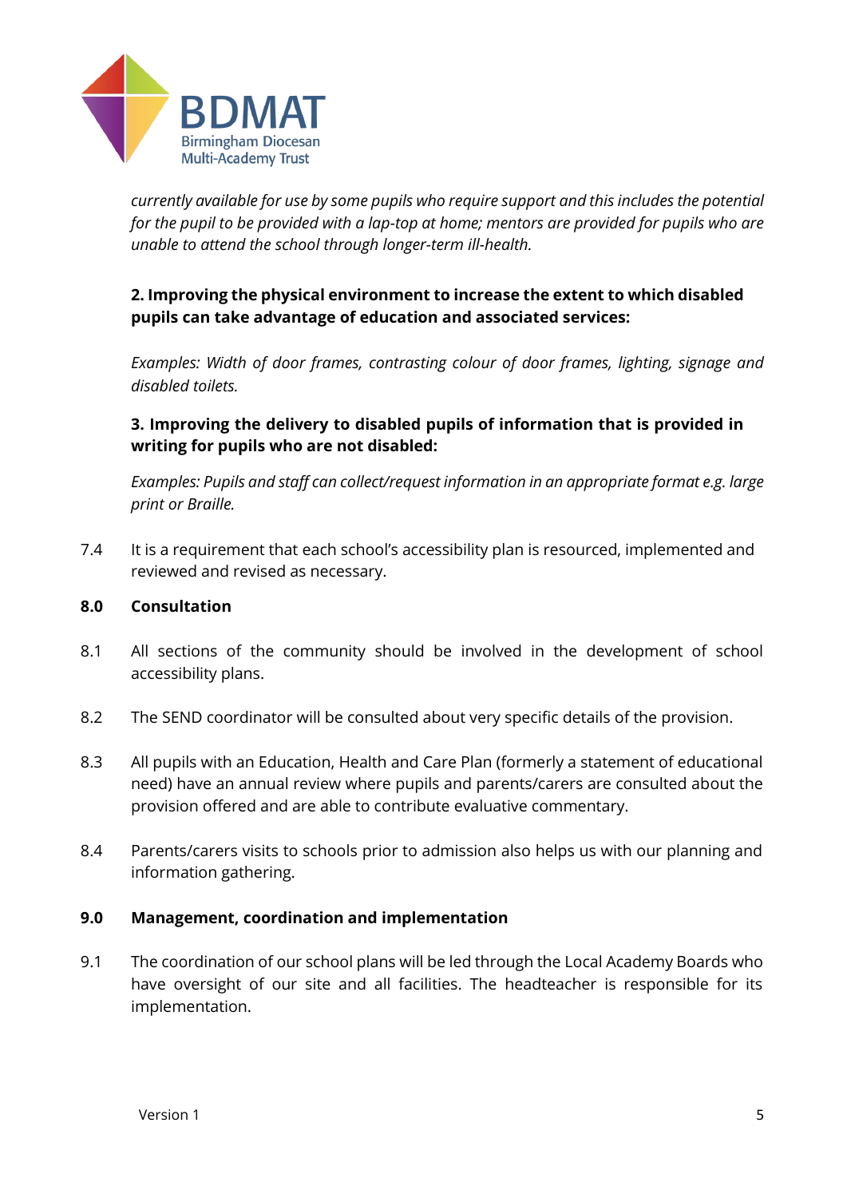*currently available for use by some pupils who require support and this includes the potential for the pupil to be provided with a lap-top at home; mentors are provided for pupils who are unable to attend the school through longer-term ill-health.*

**2. Improving the physical environment to increase the extent to which disabled pupils can take advantage of education and associated services:**

*Examples: Width of door frames, contrasting colour of door frames, lighting, signage and disabled toilets.*

**3. Improving the delivery to disabled pupils of information that is provided in writing for pupils who are not disabled:**

*Examples: Pupils and staff can collect/request information in an appropriate format e.g. large print or Braille.*

7.4 It is a requirement that each school's accessibility plan is resourced, implemented and reviewed and revised as necessary.

## 8.0 Consultation

8.1 All sections of the community should be involved in the development of school accessibility plans.

8.2 The SEND coordinator will be consulted about very specific details of the provision.

8.3 All pupils with an Education, Health and Care Plan (formerly a statement of educational need) have an annual review where pupils and parents/carers are consulted about the provision offered and are able to contribute evaluative commentary.

8.4 Parents/carers visits to schools prior to admission also helps us with our planning and information gathering.

## 9.0 Management, coordination and implementation

9.1 The coordination of our school plans will be led through the Local Academy Boards who have oversight of our site and all facilities. The headteacher is responsible for its implementation.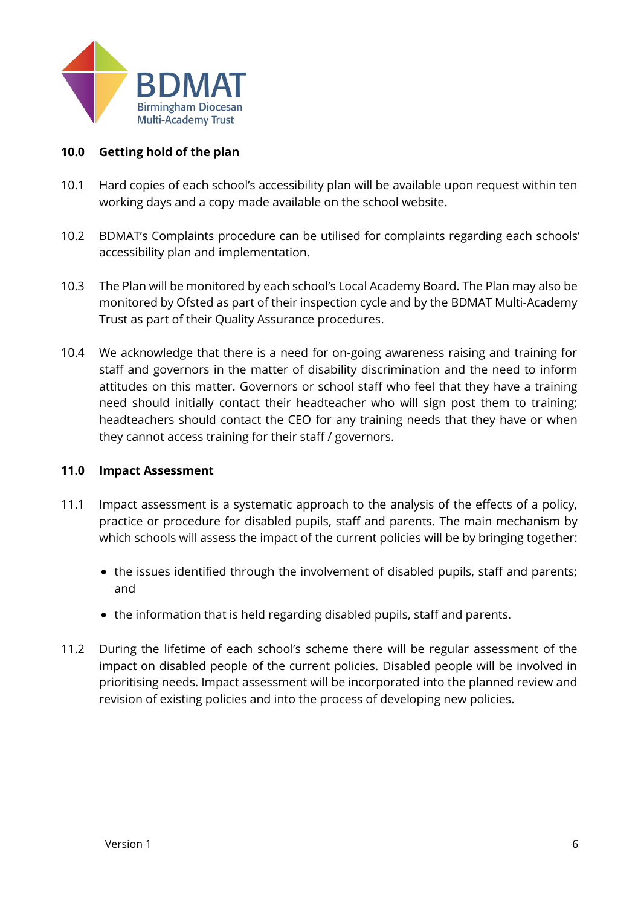## 10.0 Getting hold of the plan

10.1 Hard copies of each school's accessibility plan will be available upon request within ten working days and a copy made available on the school website.

10.2 BDMAT's Complaints procedure can be utilised for complaints regarding each schools' accessibility plan and implementation.

10.3 The Plan will be monitored by each school's Local Academy Board. The Plan may also be monitored by Ofsted as part of their inspection cycle and by the BDMAT Multi-Academy Trust as part of their Quality Assurance procedures.

10.4 We acknowledge that there is a need for on-going awareness raising and training for staff and governors in the matter of disability discrimination and the need to inform attitudes on this matter. Governors or school staff who feel that they have a training need should initially contact their headteacher who will sign post them to training; headteachers should contact the CEO for any training needs that they have or when they cannot access training for their staff / governors.

## 11.0 Impact Assessment

11.1 Impact assessment is a systematic approach to the analysis of the effects of a policy, practice or procedure for disabled pupils, staff and parents. The main mechanism by which schools will assess the impact of the current policies will be by bringing together:

- the issues identified through the involvement of disabled pupils, staff and parents; and
- the information that is held regarding disabled pupils, staff and parents.

11.2 During the lifetime of each school's scheme there will be regular assessment of the impact on disabled people of the current policies. Disabled people will be involved in prioritising needs. Impact assessment will be incorporated into the planned review and revision of existing policies and into the process of developing new policies.